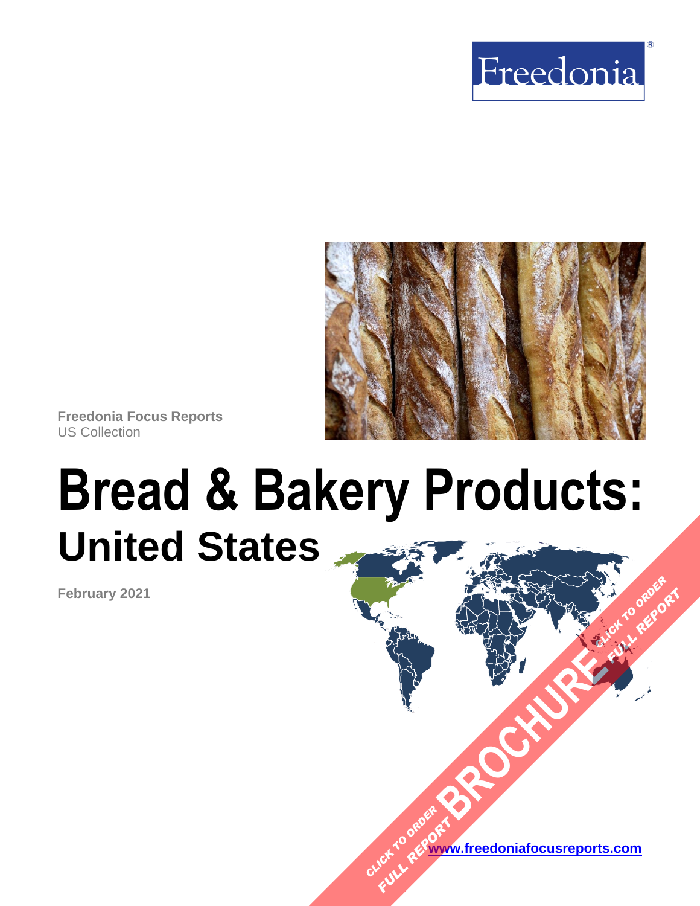Freedonia

Freedonia Focus Reports
US Collection

# Bread & Bakery Products:
## United States

February 2021

CLICK TO ORDER FULL REPORT BROCHURE CLICK TO ORDER FULL REPORT

www.freedoniafocusreports.com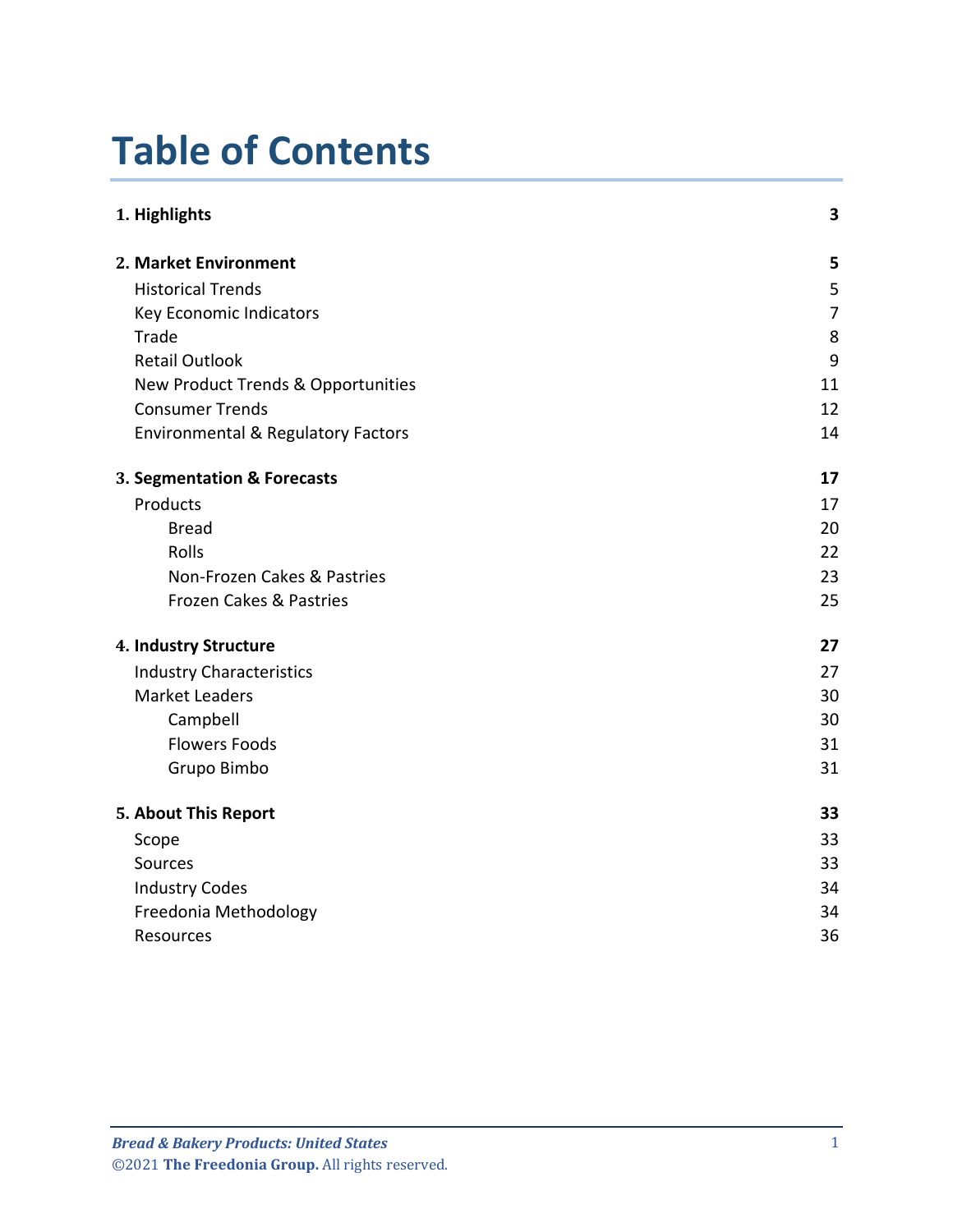# Table of Contents

| | |
|---|---|
| **1. Highlights** | **3** |
| **2. Market Environment** | **5** |
| Historical Trends | 5 |
| Key Economic Indicators | 7 |
| Trade | 8 |
| Retail Outlook | 9 |
| New Product Trends & Opportunities | 11 |
| Consumer Trends | 12 |
| Environmental & Regulatory Factors | 14 |
| **3. Segmentation & Forecasts** | **17** |
| Products | 17 |
| Bread | 20 |
| Rolls | 22 |
| Non-Frozen Cakes & Pastries | 23 |
| Frozen Cakes & Pastries | 25 |
| **4. Industry Structure** | **27** |
| Industry Characteristics | 27 |
| Market Leaders | 30 |
| Campbell | 30 |
| Flowers Foods | 31 |
| Grupo Bimbo | 31 |
| **5. About This Report** | **33** |
| Scope | 33 |
| Sources | 33 |
| Industry Codes | 34 |
| Freedonia Methodology | 34 |
| Resources | 36 |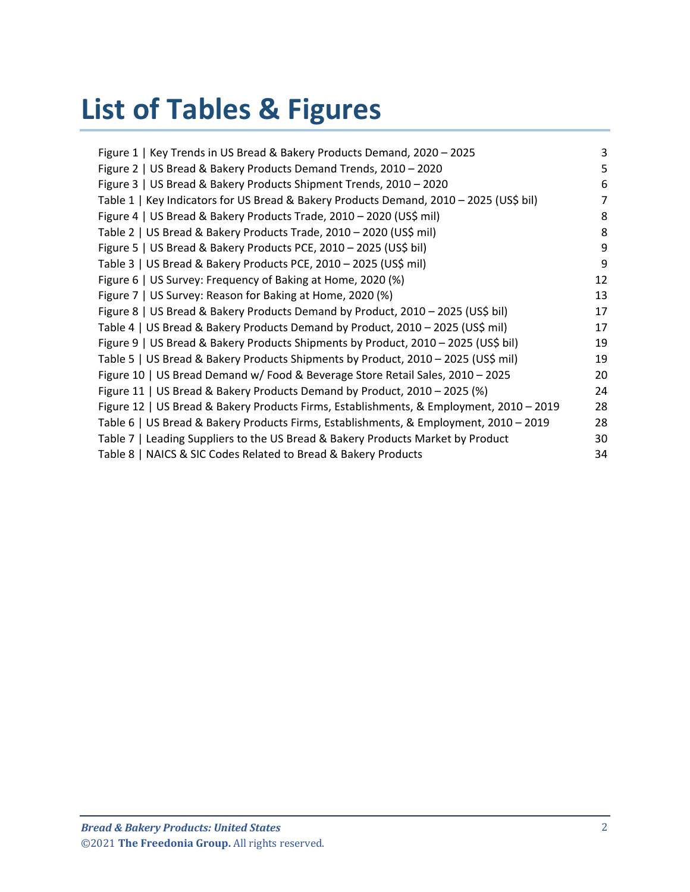# List of Tables & Figures

| | |
|---|---|
| Figure 1 \| Key Trends in US Bread & Bakery Products Demand, 2020 – 2025 | 3 |
| Figure 2 \| US Bread & Bakery Products Demand Trends, 2010 – 2020 | 5 |
| Figure 3 \| US Bread & Bakery Products Shipment Trends, 2010 – 2020 | 6 |
| Table 1 \| Key Indicators for US Bread & Bakery Products Demand, 2010 – 2025 (US$ bil) | 7 |
| Figure 4 \| US Bread & Bakery Products Trade, 2010 – 2020 (US$ mil) | 8 |
| Table 2 \| US Bread & Bakery Products Trade, 2010 – 2020 (US$ mil) | 8 |
| Figure 5 \| US Bread & Bakery Products PCE, 2010 – 2025 (US$ bil) | 9 |
| Table 3 \| US Bread & Bakery Products PCE, 2010 – 2025 (US$ mil) | 9 |
| Figure 6 \| US Survey: Frequency of Baking at Home, 2020 (%) | 12 |
| Figure 7 \| US Survey: Reason for Baking at Home, 2020 (%) | 13 |
| Figure 8 \| US Bread & Bakery Products Demand by Product, 2010 – 2025 (US$ bil) | 17 |
| Table 4 \| US Bread & Bakery Products Demand by Product, 2010 – 2025 (US$ mil) | 17 |
| Figure 9 \| US Bread & Bakery Products Shipments by Product, 2010 – 2025 (US$ bil) | 19 |
| Table 5 \| US Bread & Bakery Products Shipments by Product, 2010 – 2025 (US$ mil) | 19 |
| Figure 10 \| US Bread Demand w/ Food & Beverage Store Retail Sales, 2010 – 2025 | 20 |
| Figure 11 \| US Bread & Bakery Products Demand by Product, 2010 – 2025 (%) | 24 |
| Figure 12 \| US Bread & Bakery Products Firms, Establishments, & Employment, 2010 – 2019 | 28 |
| Table 6 \| US Bread & Bakery Products Firms, Establishments, & Employment, 2010 – 2019 | 28 |
| Table 7 \| Leading Suppliers to the US Bread & Bakery Products Market by Product | 30 |
| Table 8 \| NAICS & SIC Codes Related to Bread & Bakery Products | 34 |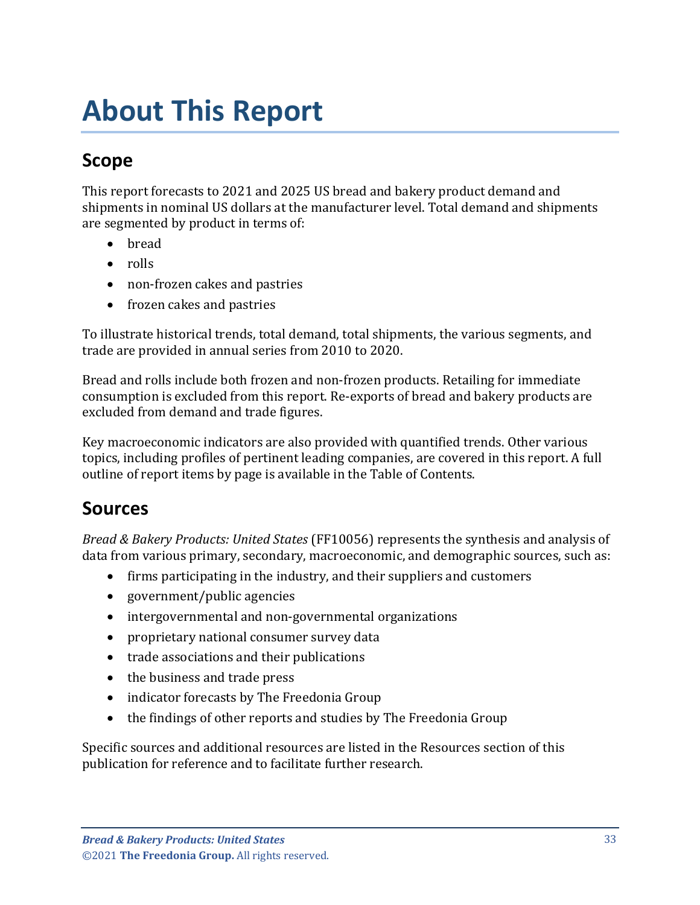# About This Report

## Scope

This report forecasts to 2021 and 2025 US bread and bakery product demand and shipments in nominal US dollars at the manufacturer level. Total demand and shipments are segmented by product in terms of:

- bread
- rolls
- non-frozen cakes and pastries
- frozen cakes and pastries

To illustrate historical trends, total demand, total shipments, the various segments, and trade are provided in annual series from 2010 to 2020.

Bread and rolls include both frozen and non-frozen products. Retailing for immediate consumption is excluded from this report. Re-exports of bread and bakery products are excluded from demand and trade figures.

Key macroeconomic indicators are also provided with quantified trends. Other various topics, including profiles of pertinent leading companies, are covered in this report. A full outline of report items by page is available in the Table of Contents.

## Sources

*Bread & Bakery Products: United States* (FF10056) represents the synthesis and analysis of data from various primary, secondary, macroeconomic, and demographic sources, such as:

- firms participating in the industry, and their suppliers and customers
- government/public agencies
- intergovernmental and non-governmental organizations
- proprietary national consumer survey data
- trade associations and their publications
- the business and trade press
- indicator forecasts by The Freedonia Group
- the findings of other reports and studies by The Freedonia Group

Specific sources and additional resources are listed in the Resources section of this publication for reference and to facilitate further research.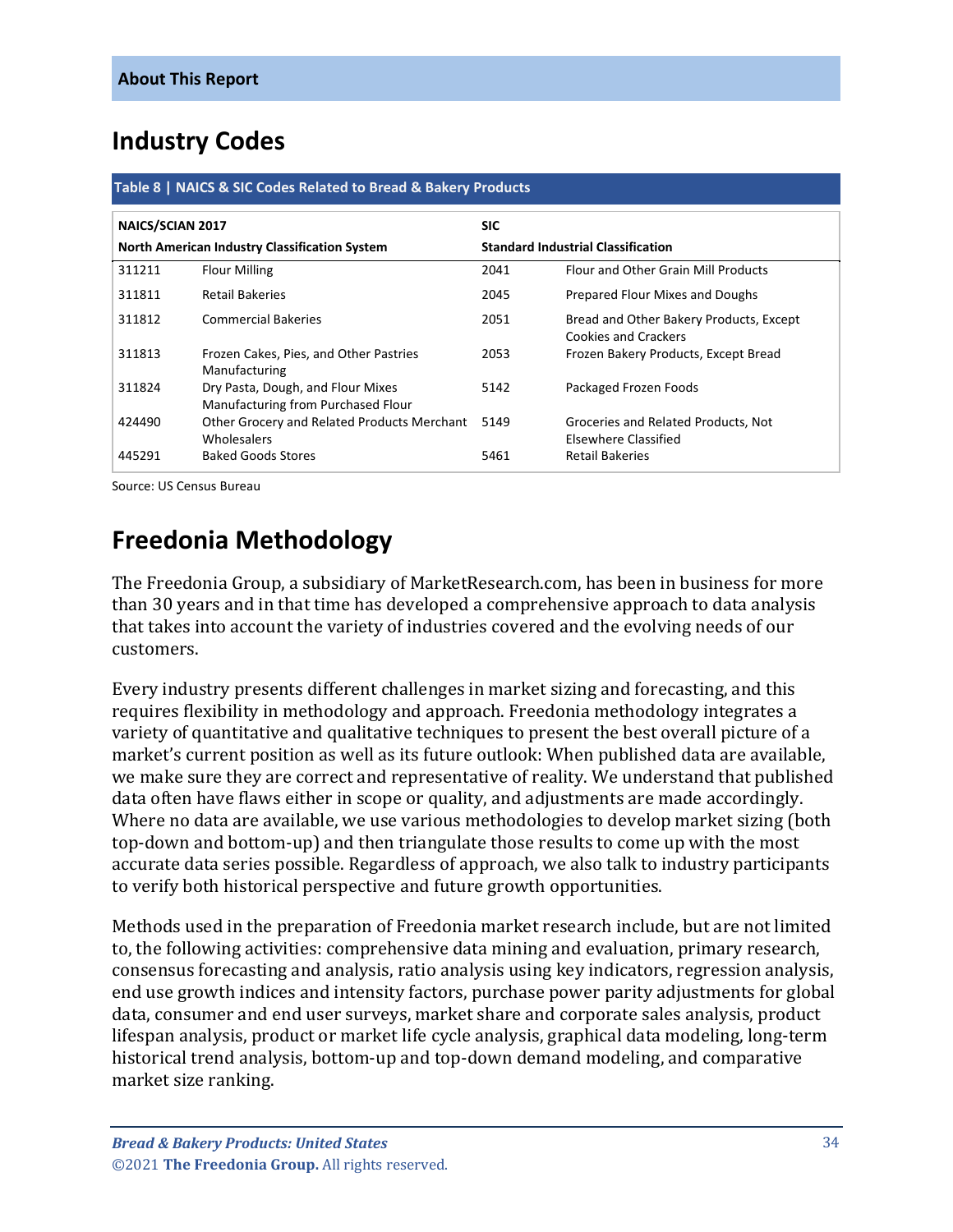## About This Report

# Industry Codes

**Table 8 | NAICS & SIC Codes Related to Bread & Bakery Products**

| NAICS/SCIAN 2017 North American Industry Classification System | | SIC Standard Industrial Classification | |
|---|---|---|---|
| 311211 | Flour Milling | 2041 | Flour and Other Grain Mill Products |
| 311811 | Retail Bakeries | 2045 | Prepared Flour Mixes and Doughs |
| 311812 | Commercial Bakeries | 2051 | Bread and Other Bakery Products, Except Cookies and Crackers |
| 311813 | Frozen Cakes, Pies, and Other Pastries Manufacturing | 2053 | Frozen Bakery Products, Except Bread |
| 311824 | Dry Pasta, Dough, and Flour Mixes Manufacturing from Purchased Flour | 5142 | Packaged Frozen Foods |
| 424490 | Other Grocery and Related Products Merchant Wholesalers | 5149 | Groceries and Related Products, Not Elsewhere Classified |
| 445291 | Baked Goods Stores | 5461 | Retail Bakeries |

Source: US Census Bureau

# Freedonia Methodology

The Freedonia Group, a subsidiary of MarketResearch.com, has been in business for more than 30 years and in that time has developed a comprehensive approach to data analysis that takes into account the variety of industries covered and the evolving needs of our customers.

Every industry presents different challenges in market sizing and forecasting, and this requires flexibility in methodology and approach. Freedonia methodology integrates a variety of quantitative and qualitative techniques to present the best overall picture of a market's current position as well as its future outlook: When published data are available, we make sure they are correct and representative of reality. We understand that published data often have flaws either in scope or quality, and adjustments are made accordingly. Where no data are available, we use various methodologies to develop market sizing (both top-down and bottom-up) and then triangulate those results to come up with the most accurate data series possible. Regardless of approach, we also talk to industry participants to verify both historical perspective and future growth opportunities.

Methods used in the preparation of Freedonia market research include, but are not limited to, the following activities: comprehensive data mining and evaluation, primary research, consensus forecasting and analysis, ratio analysis using key indicators, regression analysis, end use growth indices and intensity factors, purchase power parity adjustments for global data, consumer and end user surveys, market share and corporate sales analysis, product lifespan analysis, product or market life cycle analysis, graphical data modeling, long-term historical trend analysis, bottom-up and top-down demand modeling, and comparative market size ranking.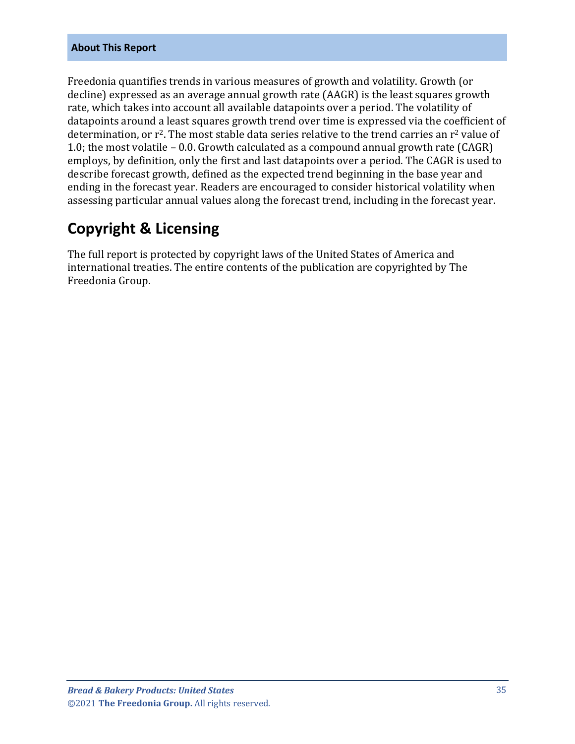**About This Report**

Freedonia quantifies trends in various measures of growth and volatility. Growth (or decline) expressed as an average annual growth rate (AAGR) is the least squares growth rate, which takes into account all available datapoints over a period. The volatility of datapoints around a least squares growth trend over time is expressed via the coefficient of determination, or $r^2$. The most stable data series relative to the trend carries an $r^2$ value of 1.0; the most volatile – 0.0. Growth calculated as a compound annual growth rate (CAGR) employs, by definition, only the first and last datapoints over a period. The CAGR is used to describe forecast growth, defined as the expected trend beginning in the base year and ending in the forecast year. Readers are encouraged to consider historical volatility when assessing particular annual values along the forecast trend, including in the forecast year.

## Copyright & Licensing

The full report is protected by copyright laws of the United States of America and international treaties. The entire contents of the publication are copyrighted by The Freedonia Group.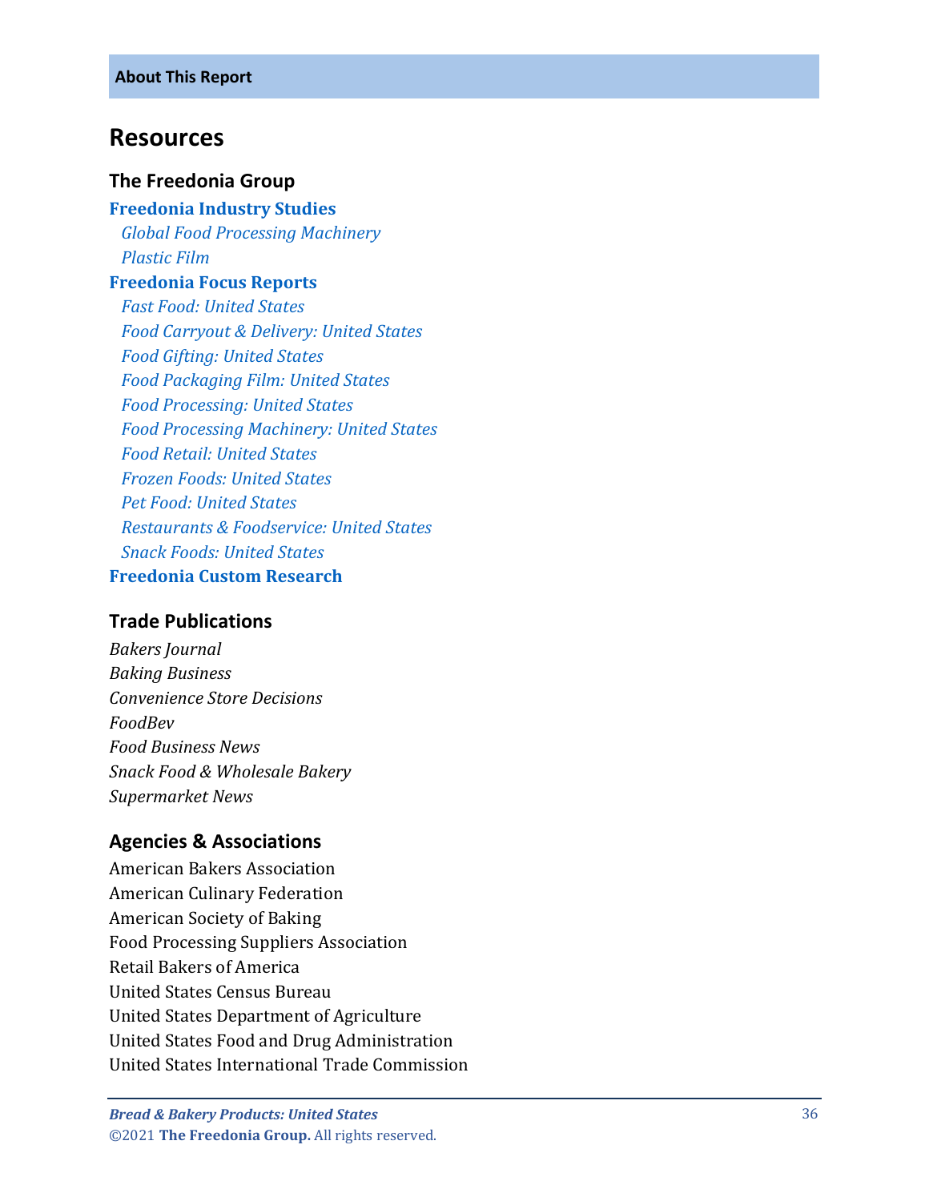## Resources

### The Freedonia Group

**Freedonia Industry Studies**

*Global Food Processing Machinery*
*Plastic Film*

**Freedonia Focus Reports**

*Fast Food: United States*
*Food Carryout & Delivery: United States*
*Food Gifting: United States*
*Food Packaging Film: United States*
*Food Processing: United States*
*Food Processing Machinery: United States*
*Food Retail: United States*
*Frozen Foods: United States*
*Pet Food: United States*
*Restaurants & Foodservice: United States*
*Snack Foods: United States*

**Freedonia Custom Research**

### Trade Publications

*Bakers Journal*
*Baking Business*
*Convenience Store Decisions*
*FoodBev*
*Food Business News*
*Snack Food & Wholesale Bakery*
*Supermarket News*

### Agencies & Associations

American Bakers Association
American Culinary Federation
American Society of Baking
Food Processing Suppliers Association
Retail Bakers of America
United States Census Bureau
United States Department of Agriculture
United States Food and Drug Administration
United States International Trade Commission